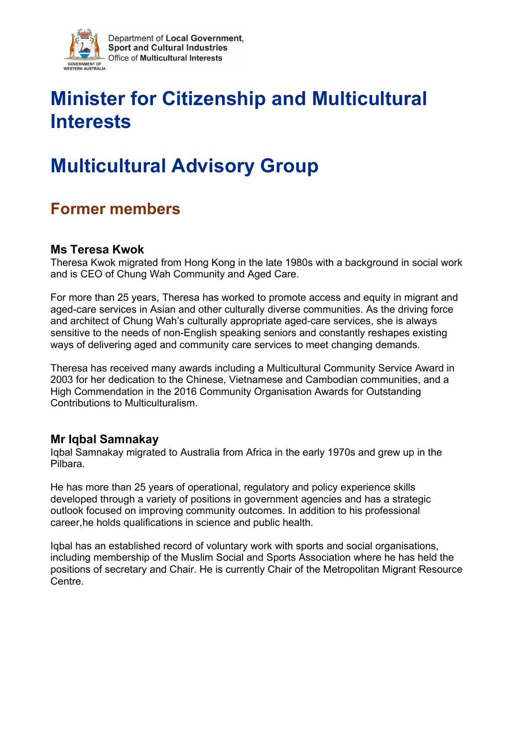Department of **Local Government**, **Sport and Cultural Industries**
Office of **Multicultural Interests**

# Minister for Citizenship and Multicultural Interests

# Multicultural Advisory Group

## Former members

### Ms Teresa Kwok

Theresa Kwok migrated from Hong Kong in the late 1980s with a background in social work and is CEO of Chung Wah Community and Aged Care.

For more than 25 years, Theresa has worked to promote access and equity in migrant and aged-care services in Asian and other culturally diverse communities. As the driving force and architect of Chung Wah's culturally appropriate aged-care services, she is always sensitive to the needs of non-English speaking seniors and constantly reshapes existing ways of delivering aged and community care services to meet changing demands.

Theresa has received many awards including a Multicultural Community Service Award in 2003 for her dedication to the Chinese, Vietnamese and Cambodian communities, and a High Commendation in the 2016 Community Organisation Awards for Outstanding Contributions to Multiculturalism.

### Mr Iqbal Samnakay

Iqbal Samnakay migrated to Australia from Africa in the early 1970s and grew up in the Pilbara.

He has more than 25 years of operational, regulatory and policy experience skills developed through a variety of positions in government agencies and has a strategic outlook focused on improving community outcomes. In addition to his professional career,he holds qualifications in science and public health.

Iqbal has an established record of voluntary work with sports and social organisations, including membership of the Muslim Social and Sports Association where he has held the positions of secretary and Chair. He is currently Chair of the Metropolitan Migrant Resource Centre.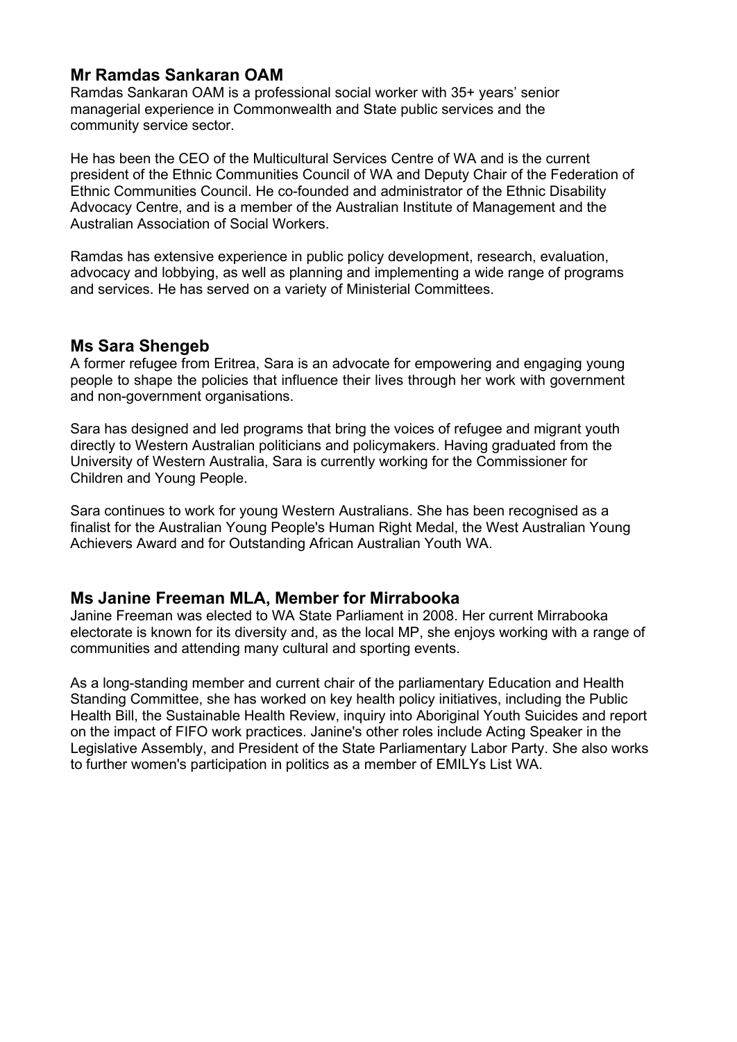## Mr Ramdas Sankaran OAM

Ramdas Sankaran OAM is a professional social worker with 35+ years' senior managerial experience in Commonwealth and State public services and the community service sector.

He has been the CEO of the Multicultural Services Centre of WA and is the current president of the Ethnic Communities Council of WA and Deputy Chair of the Federation of Ethnic Communities Council. He co-founded and administrator of the Ethnic Disability Advocacy Centre, and is a member of the Australian Institute of Management and the Australian Association of Social Workers.

Ramdas has extensive experience in public policy development, research, evaluation, advocacy and lobbying, as well as planning and implementing a wide range of programs and services. He has served on a variety of Ministerial Committees.

## Ms Sara Shengeb

A former refugee from Eritrea, Sara is an advocate for empowering and engaging young people to shape the policies that influence their lives through her work with government and non-government organisations.

Sara has designed and led programs that bring the voices of refugee and migrant youth directly to Western Australian politicians and policymakers. Having graduated from the University of Western Australia, Sara is currently working for the Commissioner for Children and Young People.

Sara continues to work for young Western Australians. She has been recognised as a finalist for the Australian Young People's Human Right Medal, the West Australian Young Achievers Award and for Outstanding African Australian Youth WA.

## Ms Janine Freeman MLA, Member for Mirrabooka

Janine Freeman was elected to WA State Parliament in 2008. Her current Mirrabooka electorate is known for its diversity and, as the local MP, she enjoys working with a range of communities and attending many cultural and sporting events.

As a long-standing member and current chair of the parliamentary Education and Health Standing Committee, she has worked on key health policy initiatives, including the Public Health Bill, the Sustainable Health Review, inquiry into Aboriginal Youth Suicides and report on the impact of FIFO work practices. Janine's other roles include Acting Speaker in the Legislative Assembly, and President of the State Parliamentary Labor Party. She also works to further women's participation in politics as a member of EMILYs List WA.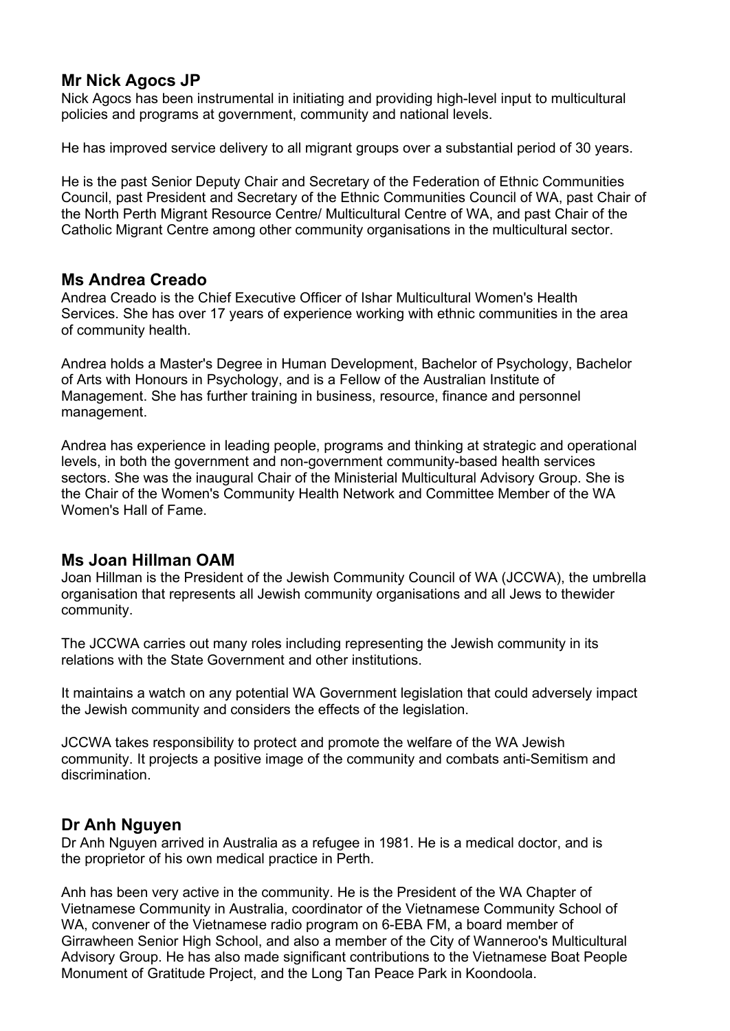## Mr Nick Agocs JP

Nick Agocs has been instrumental in initiating and providing high-level input to multicultural policies and programs at government, community and national levels.

He has improved service delivery to all migrant groups over a substantial period of 30 years.

He is the past Senior Deputy Chair and Secretary of the Federation of Ethnic Communities Council, past President and Secretary of the Ethnic Communities Council of WA, past Chair of the North Perth Migrant Resource Centre/ Multicultural Centre of WA, and past Chair of the Catholic Migrant Centre among other community organisations in the multicultural sector.

## Ms Andrea Creado

Andrea Creado is the Chief Executive Officer of Ishar Multicultural Women's Health Services. She has over 17 years of experience working with ethnic communities in the area of community health.

Andrea holds a Master's Degree in Human Development, Bachelor of Psychology, Bachelor of Arts with Honours in Psychology, and is a Fellow of the Australian Institute of Management. She has further training in business, resource, finance and personnel management.

Andrea has experience in leading people, programs and thinking at strategic and operational levels, in both the government and non-government community-based health services sectors. She was the inaugural Chair of the Ministerial Multicultural Advisory Group. She is the Chair of the Women's Community Health Network and Committee Member of the WA Women's Hall of Fame.

## Ms Joan Hillman OAM

Joan Hillman is the President of the Jewish Community Council of WA (JCCWA), the umbrella organisation that represents all Jewish community organisations and all Jews to thewider community.

The JCCWA carries out many roles including representing the Jewish community in its relations with the State Government and other institutions.

It maintains a watch on any potential WA Government legislation that could adversely impact the Jewish community and considers the effects of the legislation.

JCCWA takes responsibility to protect and promote the welfare of the WA Jewish community. It projects a positive image of the community and combats anti-Semitism and discrimination.

## Dr Anh Nguyen

Dr Anh Nguyen arrived in Australia as a refugee in 1981. He is a medical doctor, and is the proprietor of his own medical practice in Perth.

Anh has been very active in the community. He is the President of the WA Chapter of Vietnamese Community in Australia, coordinator of the Vietnamese Community School of WA, convener of the Vietnamese radio program on 6-EBA FM, a board member of Girrawheen Senior High School, and also a member of the City of Wanneroo's Multicultural Advisory Group. He has also made significant contributions to the Vietnamese Boat People Monument of Gratitude Project, and the Long Tan Peace Park in Koondoola.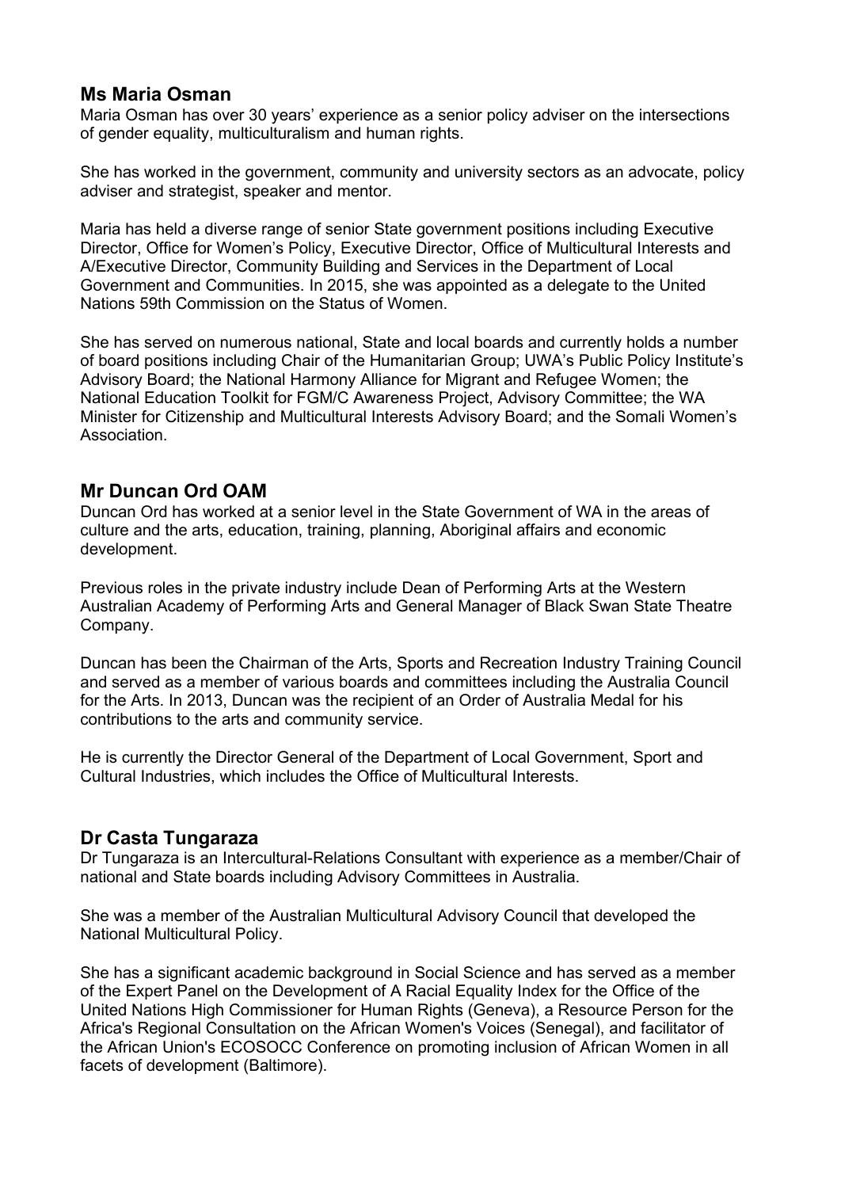## Ms Maria Osman

Maria Osman has over 30 years' experience as a senior policy adviser on the intersections of gender equality, multiculturalism and human rights.

She has worked in the government, community and university sectors as an advocate, policy adviser and strategist, speaker and mentor.

Maria has held a diverse range of senior State government positions including Executive Director, Office for Women's Policy, Executive Director, Office of Multicultural Interests and A/Executive Director, Community Building and Services in the Department of Local Government and Communities. In 2015, she was appointed as a delegate to the United Nations 59th Commission on the Status of Women.

She has served on numerous national, State and local boards and currently holds a number of board positions including Chair of the Humanitarian Group; UWA's Public Policy Institute's Advisory Board; the National Harmony Alliance for Migrant and Refugee Women; the National Education Toolkit for FGM/C Awareness Project, Advisory Committee; the WA Minister for Citizenship and Multicultural Interests Advisory Board; and the Somali Women's Association.

## Mr Duncan Ord OAM

Duncan Ord has worked at a senior level in the State Government of WA in the areas of culture and the arts, education, training, planning, Aboriginal affairs and economic development.

Previous roles in the private industry include Dean of Performing Arts at the Western Australian Academy of Performing Arts and General Manager of Black Swan State Theatre Company.

Duncan has been the Chairman of the Arts, Sports and Recreation Industry Training Council and served as a member of various boards and committees including the Australia Council for the Arts. In 2013, Duncan was the recipient of an Order of Australia Medal for his contributions to the arts and community service.

He is currently the Director General of the Department of Local Government, Sport and Cultural Industries, which includes the Office of Multicultural Interests.

## Dr Casta Tungaraza

Dr Tungaraza is an Intercultural-Relations Consultant with experience as a member/Chair of national and State boards including Advisory Committees in Australia.

She was a member of the Australian Multicultural Advisory Council that developed the National Multicultural Policy.

She has a significant academic background in Social Science and has served as a member of the Expert Panel on the Development of A Racial Equality Index for the Office of the United Nations High Commissioner for Human Rights (Geneva), a Resource Person for the Africa's Regional Consultation on the African Women's Voices (Senegal), and facilitator of the African Union's ECOSOCC Conference on promoting inclusion of African Women in all facets of development (Baltimore).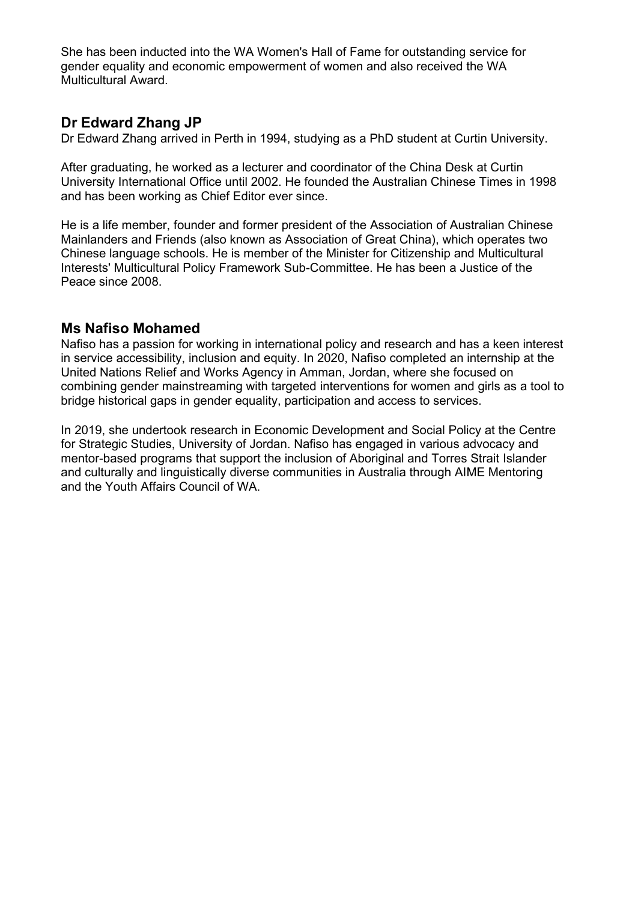She has been inducted into the WA Women's Hall of Fame for outstanding service for gender equality and economic empowerment of women and also received the WA Multicultural Award.

## Dr Edward Zhang JP

Dr Edward Zhang arrived in Perth in 1994, studying as a PhD student at Curtin University.

After graduating, he worked as a lecturer and coordinator of the China Desk at Curtin University International Office until 2002. He founded the Australian Chinese Times in 1998 and has been working as Chief Editor ever since.

He is a life member, founder and former president of the Association of Australian Chinese Mainlanders and Friends (also known as Association of Great China), which operates two Chinese language schools. He is member of the Minister for Citizenship and Multicultural Interests' Multicultural Policy Framework Sub-Committee. He has been a Justice of the Peace since 2008.

## Ms Nafiso Mohamed

Nafiso has a passion for working in international policy and research and has a keen interest in service accessibility, inclusion and equity. In 2020, Nafiso completed an internship at the United Nations Relief and Works Agency in Amman, Jordan, where she focused on combining gender mainstreaming with targeted interventions for women and girls as a tool to bridge historical gaps in gender equality, participation and access to services.

In 2019, she undertook research in Economic Development and Social Policy at the Centre for Strategic Studies, University of Jordan. Nafiso has engaged in various advocacy and mentor-based programs that support the inclusion of Aboriginal and Torres Strait Islander and culturally and linguistically diverse communities in Australia through AIME Mentoring and the Youth Affairs Council of WA.